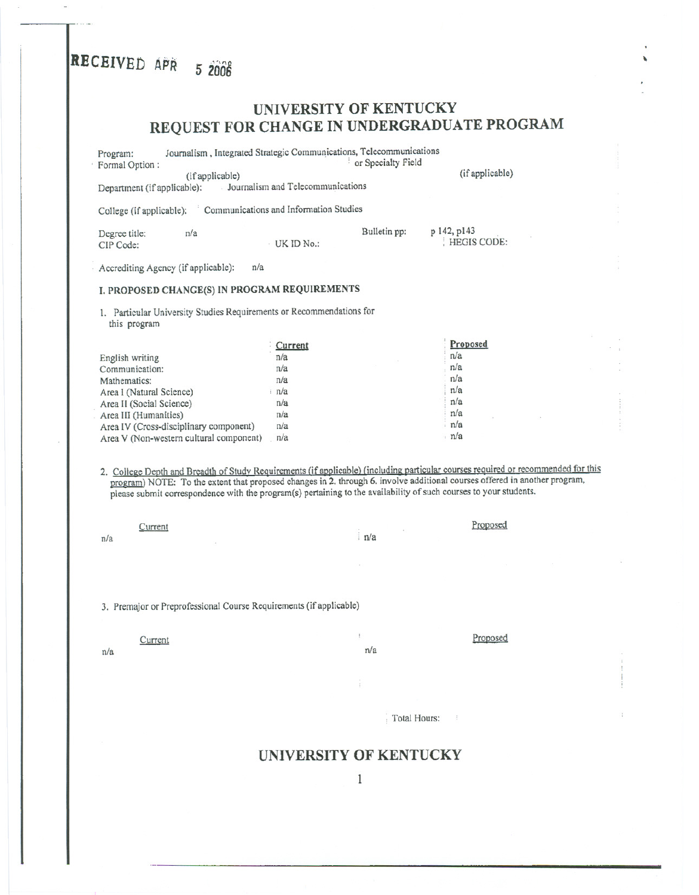RECEIVED APR 5 2006

# UNIVERSITY OF KENTUCKY
## REQUEST FOR CHANGE IN UNDERGRADUATE PROGRAM

Program: Journalism , Integrated Strategic Communications, Telecommunications
Formal Option : (if applicable) or Specialty Field (if applicable)

Department (if applicable): Journalism and Telecommunications

College (if applicable): Communications and Information Studies

Degree title: n/a Bulletin pp: p 142, p143
CIP Code: UK ID No.: HEGIS CODE:

Accrediting Agency (if applicable): n/a

### I. PROPOSED CHANGE(S) IN PROGRAM REQUIREMENTS

1. Particular University Studies Requirements or Recommendations for this program

| | Current | Proposed |
|---|---|---|
| English writing | n/a | n/a |
| Communication: | n/a | n/a |
| Mathematics: | n/a | n/a |
| Area I (Natural Science) | n/a | n/a |
| Area II (Social Science) | n/a | n/a |
| Area III (Humanities) | n/a | n/a |
| Area IV (Cross-disciplinary component) | n/a | n/a |
| Area V (Non-western cultural component) | n/a | n/a |

2. College Depth and Breadth of Study Requirements (if applicable) (including particular courses required or recommended for this program) NOTE: To the extent that proposed changes in 2. through 6. involve additional courses offered in another program, please submit correspondence with the program(s) pertaining to the availability of such courses to your students.

| Current | Proposed |
|---|---|
| n/a | n/a |

3. Premajor or Preprofessional Course Requirements (if applicable)

| Current | Proposed |
|---|---|
| n/a | n/a |

Total Hours:

UNIVERSITY OF KENTUCKY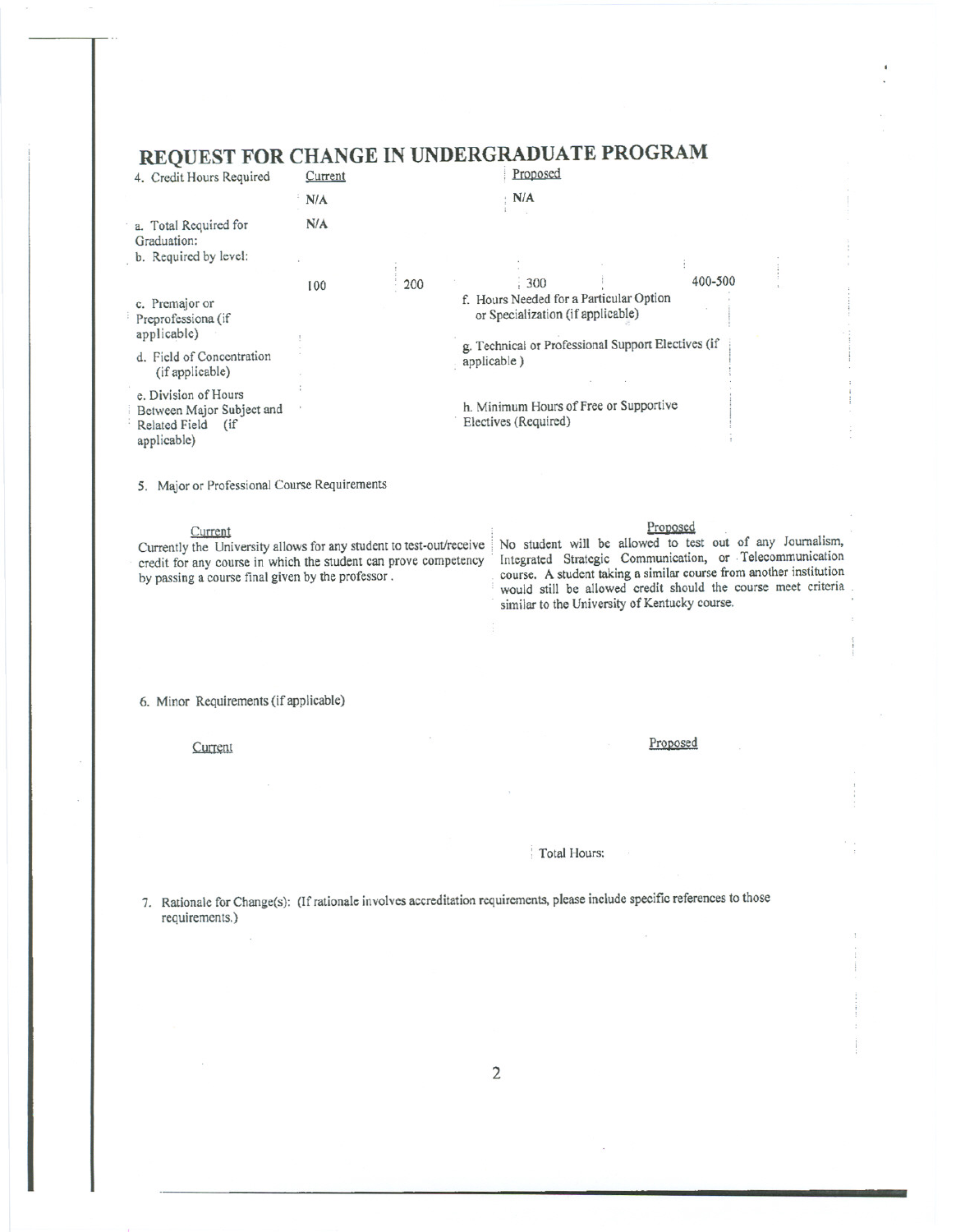# REQUEST FOR CHANGE IN UNDERGRADUATE PROGRAM

4. Credit Hours Required

| | Current | | Proposed | |
|---|---|---|---|---|
| | N/A | | N/A | |
| a. Total Required for Graduation: | N/A | | | |
| b. Required by level: | 100 | 200 | 300 | 400-500 |
| c. Premajor or Preprofessiona (if applicable) | | | f. Hours Needed for a Particular Option or Specialization (if applicable) | |
| d. Field of Concentration (if applicable) | | | g. Technical or Professional Support Electives (if applicable) | |
| e. Division of Hours Between Major Subject and Related Field (if applicable) | | | h. Minimum Hours of Free or Supportive Electives (Required) | |

5. Major or Professional Course Requirements

| Current | Proposed |
|---|---|
| Currently the University allows for any student to test-out/receive credit for any course in which the student can prove competency by passing a course final given by the professor. | No student will be allowed to test out of any Journalism, Integrated Strategic Communication, or Telecommunication course. A student taking a similar course from another institution would still be allowed credit should the course meet criteria similar to the University of Kentucky course. |

6. Minor Requirements (if applicable)

| Current | Proposed |
|---|---|
| | |
| | Total Hours: |

7. Rationale for Change(s): (If rationale involves accreditation requirements, please include specific references to those requirements.)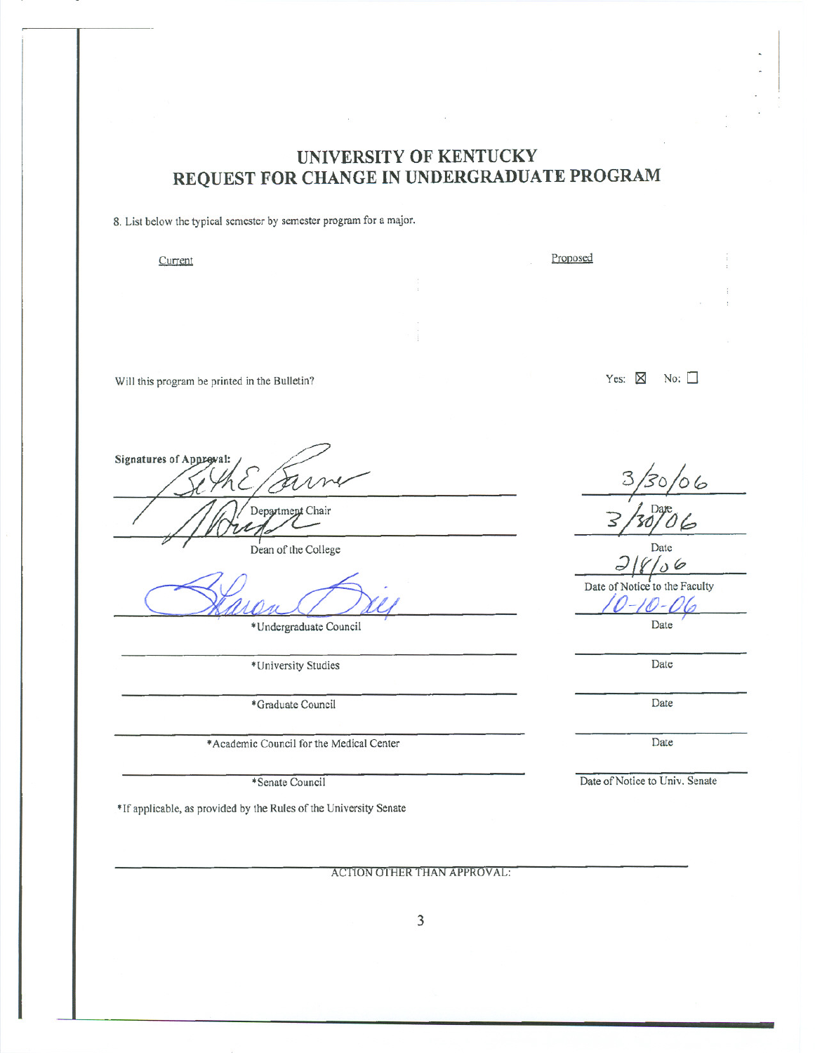# UNIVERSITY OF KENTUCKY
# REQUEST FOR CHANGE IN UNDERGRADUATE PROGRAM

8. List below the typical semester by semester program for a major.

| Current | Proposed |
| --- | --- |
| | |

Will this program be printed in the Bulletin? Yes: ☒ No: ☐

**Signatures of Approval:**

| | |
| --- | --- |
| Department Chair | 3/30/06<br>Date |
| Dean of the College | 3/30/06<br>Date |
| | 2/8/06<br>Date of Notice to the Faculty |
| *Undergraduate Council | 10-10-06<br>Date |
| *University Studies | Date |
| *Graduate Council | Date |
| *Academic Council for the Medical Center | Date |
| *Senate Council | Date of Notice to Univ. Senate |

*If applicable, as provided by the Rules of the University Senate

ACTION OTHER THAN APPROVAL: